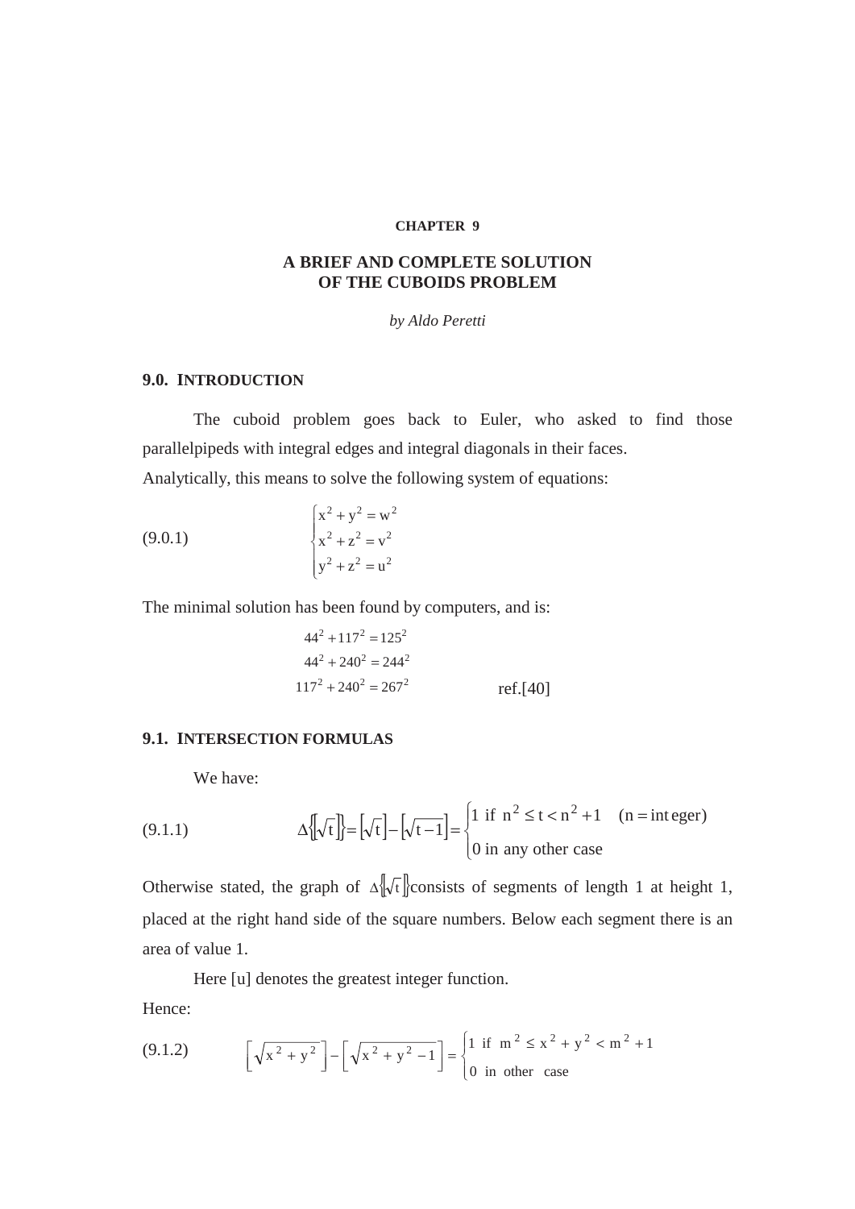**CHAPTER 9**

# A BRIEF AND COMPLETE SOLUTION OF THE CUBOIDS PROBLEM

*by Aldo Peretti*

## 9.0. INTRODUCTION

The cuboid problem goes back to Euler, who asked to find those parallelpipeds with integral edges and integral diagonals in their faces.

Analytically, this means to solve the following system of equations:

$$(9.0.1) \qquad \begin{cases} x^2 + y^2 = w^2 \\ x^2 + z^2 = v^2 \\ y^2 + z^2 = u^2 \end{cases}$$

The minimal solution has been found by computers, and is:

$$44^2 + 117^2 = 125^2$$
$$44^2 + 240^2 = 244^2$$
$$117^2 + 240^2 = 267^2$$

ref.[40]

## 9.1. INTERSECTION FORMULAS

We have:

$$(9.1.1) \qquad \Delta\{[\sqrt{t}]\} = [\sqrt{t}] - [\sqrt{t-1}] = \begin{cases} 1 \text{ if } n^2 \le t < n^2 + 1 \quad (n = \text{integer}) \\ 0 \text{ in any other case} \end{cases}$$

Otherwise stated, the graph of $\Delta\{[\sqrt{t}]\}$ consists of segments of length 1 at height 1, placed at the right hand side of the square numbers. Below each segment there is an area of value 1.

Here [u] denotes the greatest integer function.

Hence:

$$(9.1.2) \qquad \left[\sqrt{x^2 + y^2}\right] - \left[\sqrt{x^2 + y^2 - 1}\right] = \begin{cases} 1 \text{ if } m^2 \le x^2 + y^2 < m^2 + 1 \\ 0 \text{ in other case} \end{cases}$$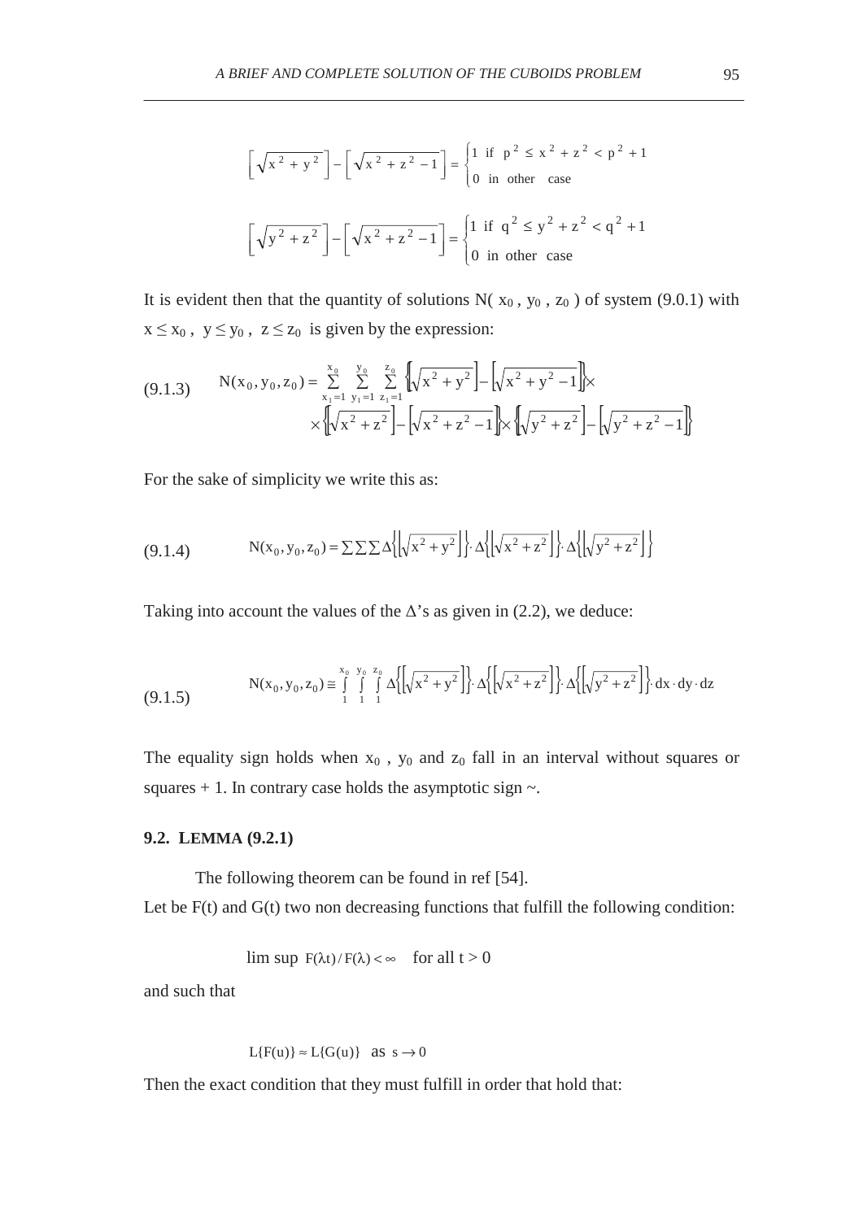$$\left[\sqrt{x^2+y^2}\right]-\left[\sqrt{x^2+z^2-1}\right]=\begin{cases}1 \text{ if } p^2 \le x^2+z^2 < p^2+1\\ 0 \text{ in other case}\end{cases}$$

$$\left[\sqrt{y^2+z^2}\right]-\left[\sqrt{x^2+z^2-1}\right]=\begin{cases}1 \text{ if } q^2 \le y^2+z^2 < q^2+1\\ 0 \text{ in other case}\end{cases}$$

It is evident then that the quantity of solutions $N(x_0, y_0, z_0)$ of system (9.0.1) with $x \le x_0,\ y \le y_0,\ z \le z_0$ is given by the expression:

$$\text{(9.1.3)} \qquad N(x_0,y_0,z_0)=\sum_{x_1=1}^{x_0}\sum_{y_1=1}^{y_0}\sum_{z_1=1}^{z_0}\left\{\left[\sqrt{x^2+y^2}\right]-\left[\sqrt{x^2+y^2-1}\right]\right\}\times$$
$$\times\left\{\left[\sqrt{x^2+z^2}\right]-\left[\sqrt{x^2+z^2-1}\right]\right\}\times\left\{\left[\sqrt{y^2+z^2}\right]-\left[\sqrt{y^2+z^2-1}\right]\right\}$$

For the sake of simplicity we write this as:

$$\text{(9.1.4)} \qquad N(x_0,y_0,z_0)=\sum\sum\sum\Delta\left\{\left[\sqrt{x^2+y^2}\right]\right\}\cdot\Delta\left\{\left[\sqrt{x^2+z^2}\right]\right\}\cdot\Delta\left\{\left[\sqrt{y^2+z^2}\right]\right\}$$

Taking into account the values of the $\Delta$'s as given in (2.2), we deduce:

$$\text{(9.1.5)} \qquad N(x_0,y_0,z_0)\cong\int_1^{x_0}\int_1^{y_0}\int_1^{z_0}\Delta\left\{\left[\sqrt{x^2+y^2}\right]\right\}\cdot\Delta\left\{\left[\sqrt{x^2+z^2}\right]\right\}\cdot\Delta\left\{\left[\sqrt{y^2+z^2}\right]\right\}\cdot dx\cdot dy\cdot dz$$

The equality sign holds when $x_0$, $y_0$ and $z_0$ fall in an interval without squares or squares + 1. In contrary case holds the asymptotic sign $\sim$.

### 9.2. LEMMA (9.2.1)

The following theorem can be found in ref [54].

Let be F(t) and G(t) two non decreasing functions that fulfill the following condition:

$$\limsup\ F(\lambda t)/F(\lambda)<\infty \quad \text{for all } t>0$$

and such that

$$L\{F(u)\}\approx L\{G(u)\} \quad \text{as } s\to 0$$

Then the exact condition that they must fulfill in order that hold that: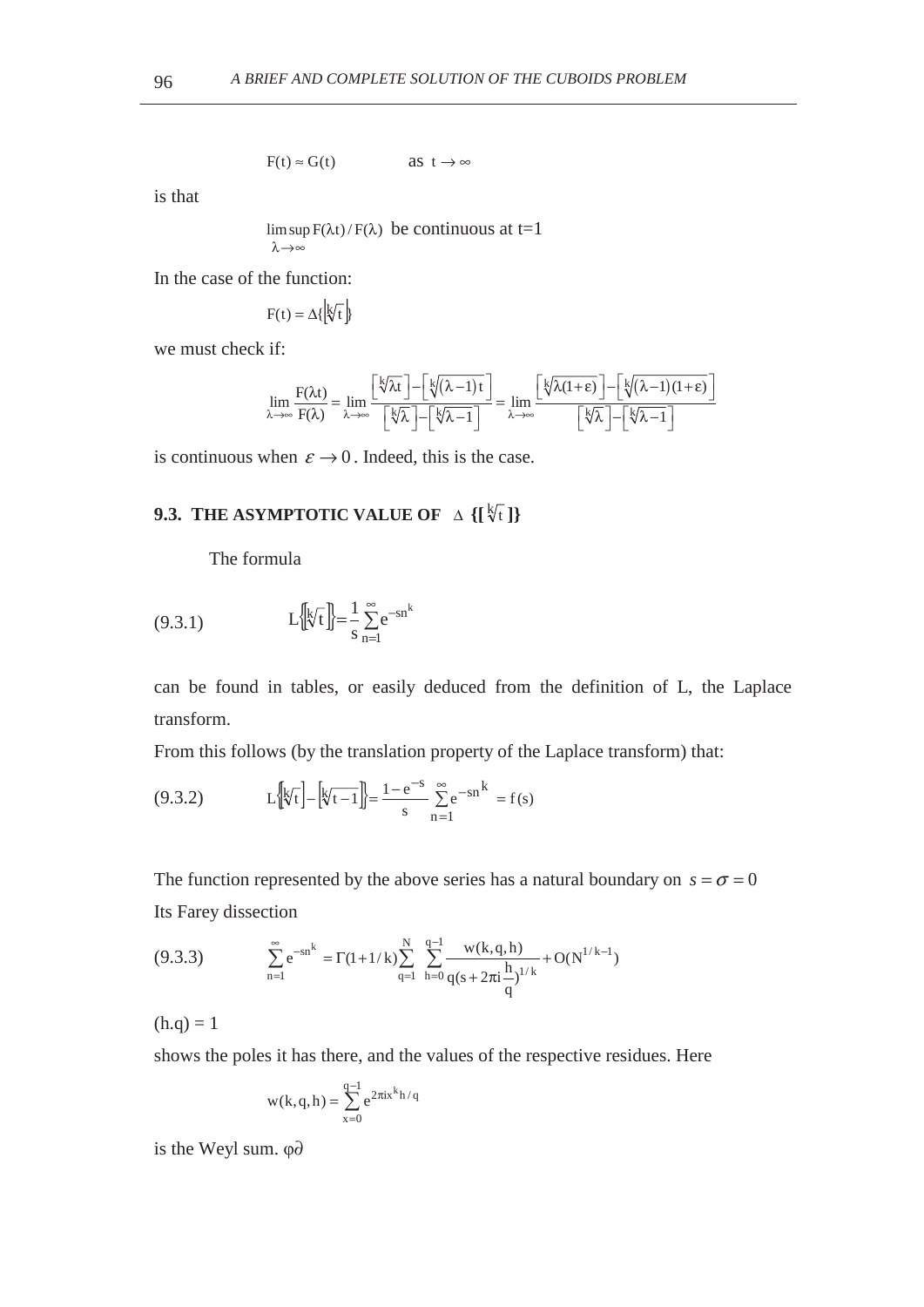$$F(t) \approx G(t) \qquad \text{as } t \to \infty$$

is that

$$\limsup_{\lambda\to\infty} F(\lambda t)/F(\lambda) \text{ be continuous at t=1}$$

In the case of the function:

$$F(t) = \Delta\{[\sqrt[k]{t}]\}$$

we must check if:

$$\lim_{\lambda\to\infty}\frac{F(\lambda t)}{F(\lambda)} = \lim_{\lambda\to\infty}\frac{\left[\sqrt[k]{\lambda t}\right]-\left[\sqrt[k]{(\lambda-1)t}\right]}{\left[\sqrt[k]{\lambda}\right]-\left[\sqrt[k]{\lambda-1}\right]} = \lim_{\lambda\to\infty}\frac{\left[\sqrt[k]{\lambda(1+\varepsilon)}\right]-\left[\sqrt[k]{(\lambda-1)(1+\varepsilon)}\right]}{\left[\sqrt[k]{\lambda}\right]-\left[\sqrt[k]{\lambda-1}\right]}$$

is continuous when $\varepsilon \to 0$. Indeed, this is the case.

## 9.3. THE ASYMPTOTIC VALUE OF $\Delta$ {[$\sqrt[k]{t}$]}

The formula

$$L\{[\sqrt[k]{t}]\} = \frac{1}{s}\sum_{n=1}^{\infty} e^{-sn^k} \tag{9.3.1}$$

can be found in tables, or easily deduced from the definition of L, the Laplace transform.

From this follows (by the translation property of the Laplace transform) that:

$$L\{[\sqrt[k]{t}] - [\sqrt[k]{t-1}]\} = \frac{1-e^{-s}}{s}\sum_{n=1}^{\infty} e^{-sn^k} = f(s) \tag{9.3.2}$$

The function represented by the above series has a natural boundary on $s = \sigma = 0$

Its Farey dissection

$$\sum_{n=1}^{\infty} e^{-sn^k} = \Gamma(1+1/k)\sum_{q=1}^{N}\sum_{h=0}^{q-1}\frac{w(k,q,h)}{q(s+2\pi i\frac{h}{q})^{1/k}} + O(N^{1/k-1}) \tag{9.3.3}$$

$(h.q) = 1$

shows the poles it has there, and the values of the respective residues. Here

$$w(k,q,h) = \sum_{x=0}^{q-1} e^{2\pi i x^k h/q}$$

is the Weyl sum. φ∂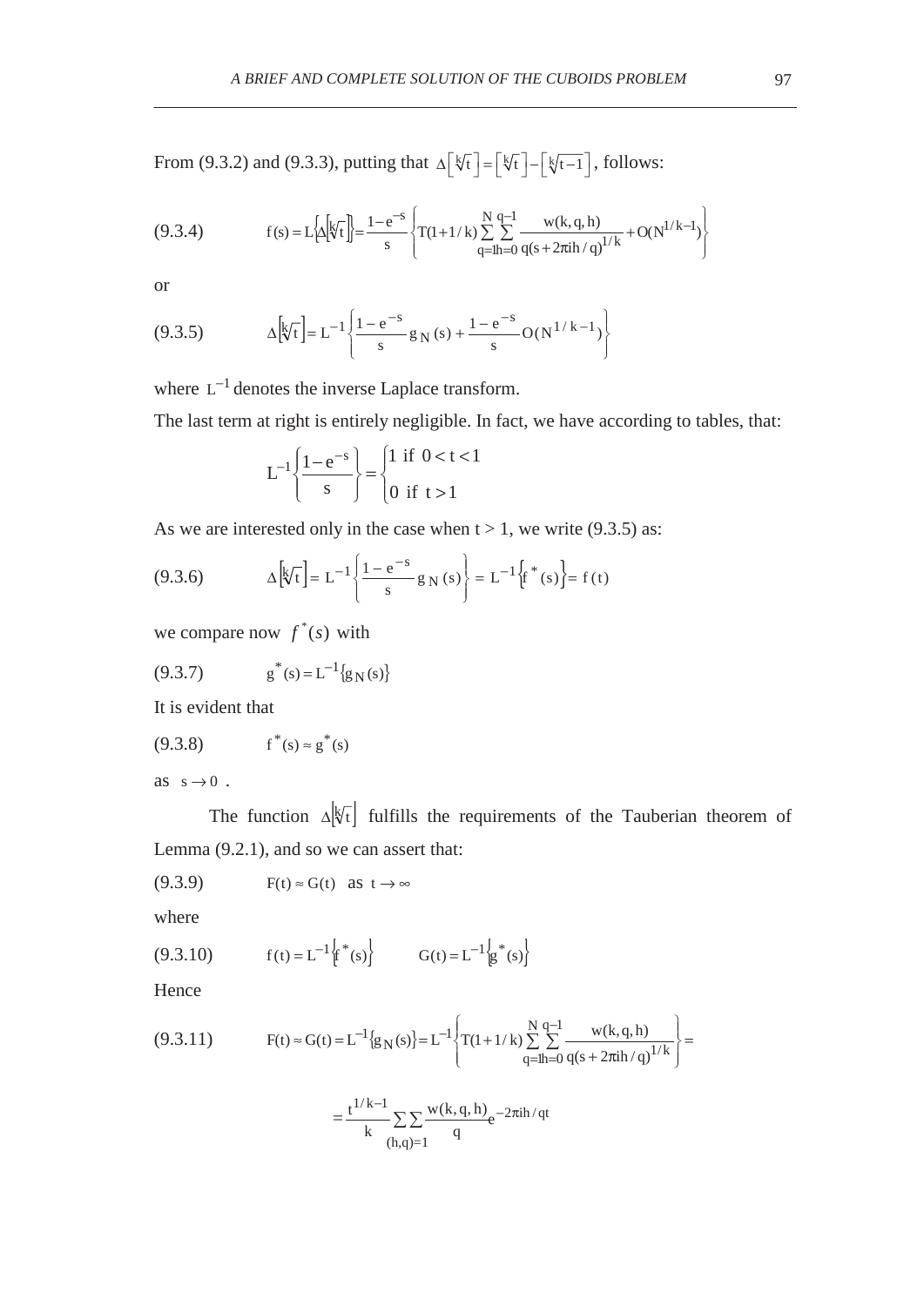From (9.3.2) and (9.3.3), putting that $\Delta\left[\sqrt[k]{t}\right] = \left[\sqrt[k]{t}\right] - \left[\sqrt[k]{t-1}\right]$, follows:

$$f(s) = L\left\{\Delta\left[\sqrt[k]{t}\right]\right\} = \frac{1-e^{-s}}{s}\left\{T(1+1/k)\sum_{q=1}^{N}\sum_{h=0}^{q-1}\frac{w(k,q,h)}{q(s+2\pi ih/q)^{1/k}} + O(N^{1/k-1})\right\} \tag{9.3.4}$$

or

$$\Delta\left[\sqrt[k]{t}\right] = L^{-1}\left\{\frac{1-e^{-s}}{s}g_N(s) + \frac{1-e^{-s}}{s}O(N^{1/k-1})\right\} \tag{9.3.5}$$

where $L^{-1}$ denotes the inverse Laplace transform.

The last term at right is entirely negligible. In fact, we have according to tables, that:

$$L^{-1}\left\{\frac{1-e^{-s}}{s}\right\} = \begin{cases} 1 \text{ if } 0 < t < 1 \\ 0 \text{ if } t > 1 \end{cases}$$

As we are interested only in the case when $t > 1$, we write (9.3.5) as:

$$\Delta\left[\sqrt[k]{t}\right] = L^{-1}\left\{\frac{1-e^{-s}}{s}g_N(s)\right\} = L^{-1}\left\{f^*(s)\right\} = f(t) \tag{9.3.6}$$

we compare now $f^*(s)$ with

$$g^*(s) = L^{-1}\{g_N(s)\} \tag{9.3.7}$$

It is evident that

$$f^*(s) \approx g^*(s) \tag{9.3.8}$$

as $s \to 0$ .

The function $\Delta\left[\sqrt[k]{t}\right]$ fulfills the requirements of the Tauberian theorem of Lemma (9.2.1), and so we can assert that:

$$F(t) \approx G(t) \quad \text{as } t \to \infty \tag{9.3.9}$$

where

$$f(t) = L^{-1}\left\{f^*(s)\right\} \qquad G(t) = L^{-1}\left\{g^*(s)\right\} \tag{9.3.10}$$

Hence

$$F(t) \approx G(t) = L^{-1}\{g_N(s)\} = L^{-1}\left\{T(1+1/k)\sum_{q=1}^{N}\sum_{h=0}^{q-1}\frac{w(k,q,h)}{q(s+2\pi ih/q)^{1/k}}\right\} = \tag{9.3.11}$$

$$= \frac{t^{1/k-1}}{k}\sum_{(h,q)=1}\sum\frac{w(k,q,h)}{q}e^{-2\pi ih/qt}$$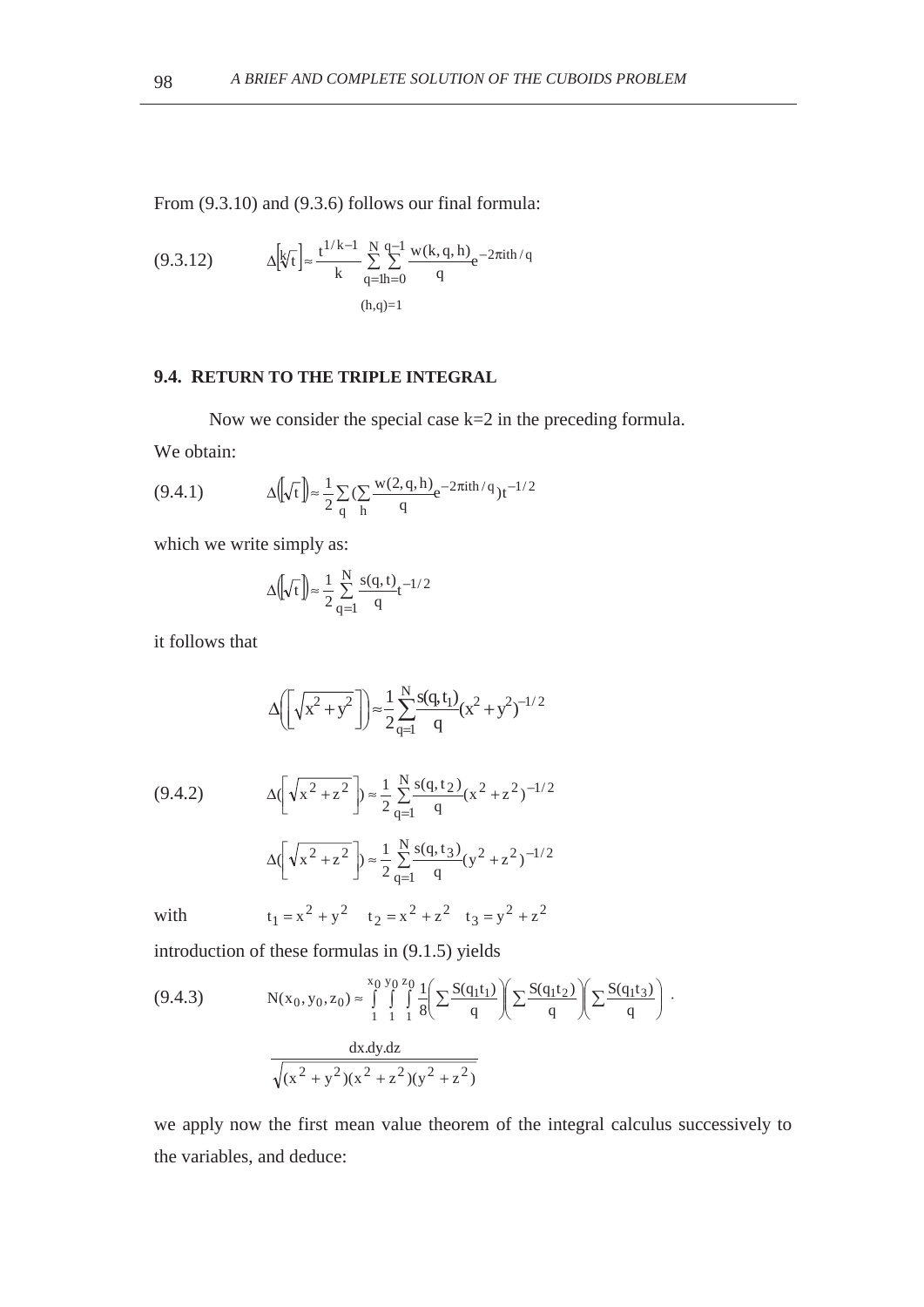From (9.3.10) and (9.3.6) follows our final formula:

$$\Delta\left[\sqrt[k]{t}\right] \approx \frac{t^{1/k-1}}{k} \sum_{q=1}^{N} \sum_{\substack{h=0 \\ (h,q)=1}}^{q-1} \frac{w(k,q,h)}{q} e^{-2\pi i t h/q} \tag{9.3.12}$$

## 9.4. RETURN TO THE TRIPLE INTEGRAL

Now we consider the special case k=2 in the preceding formula.

We obtain:

$$\Delta\left(\left[\sqrt{t}\right]\right) \approx \frac{1}{2} \sum_{q} \left(\sum_{h} \frac{w(2,q,h)}{q} e^{-2\pi i t h/q}\right) t^{-1/2} \tag{9.4.1}$$

which we write simply as:

$$\Delta\left(\left[\sqrt{t}\right]\right) \approx \frac{1}{2} \sum_{q=1}^{N} \frac{s(q,t)}{q} t^{-1/2}$$

it follows that

$$\Delta\left(\left[\sqrt{x^2+y^2}\right]\right) \approx \frac{1}{2} \sum_{q=1}^{N} \frac{s(q,t_1)}{q} (x^2+y^2)^{-1/2}$$

$$\Delta\left(\left[\sqrt{x^2+z^2}\right]\right) \approx \frac{1}{2} \sum_{q=1}^{N} \frac{s(q,t_2)}{q} (x^2+z^2)^{-1/2} \tag{9.4.2}$$

$$\Delta\left(\left[\sqrt{x^2+z^2}\right]\right) \approx \frac{1}{2} \sum_{q=1}^{N} \frac{s(q,t_3)}{q} (y^2+z^2)^{-1/2}$$

with $\quad t_1 = x^2+y^2 \quad t_2 = x^2+z^2 \quad t_3 = y^2+z^2$

introduction of these formulas in (9.1.5) yields

$$N(x_0,y_0,z_0) \approx \int_1^{x_0}\int_1^{y_0}\int_1^{z_0} \frac{1}{8}\left(\sum \frac{S(q_1 t_1)}{q}\right)\left(\sum \frac{S(q_1 t_2)}{q}\right)\left(\sum \frac{S(q_1 t_3)}{q}\right) \cdot \frac{dx.dy.dz}{\sqrt{(x^2+y^2)(x^2+z^2)(y^2+z^2)}} \tag{9.4.3}$$

we apply now the first mean value theorem of the integral calculus successively to the variables, and deduce: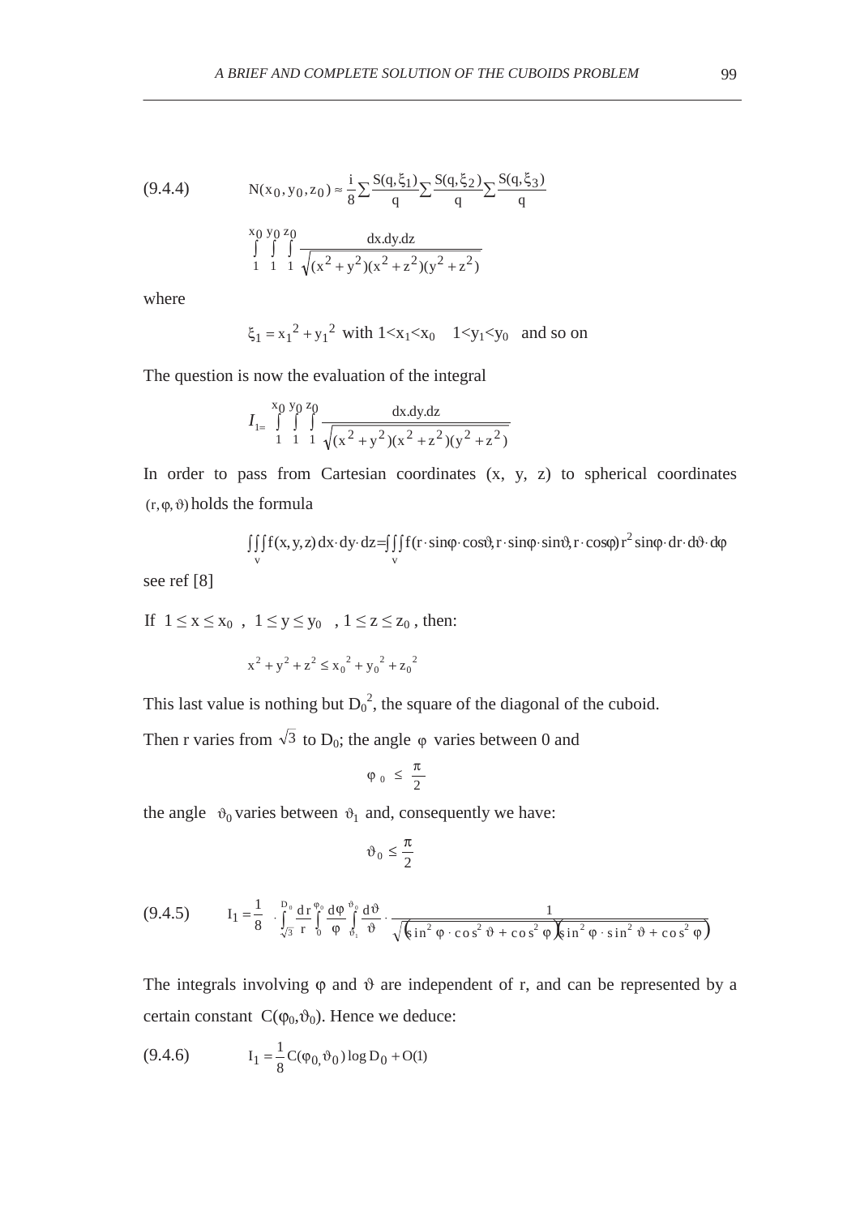$$
(9.4.4) \qquad N(x_0, y_0, z_0) \approx \frac{i}{8}\sum \frac{S(q,\xi_1)}{q}\sum \frac{S(q,\xi_2)}{q}\sum \frac{S(q,\xi_3)}{q}
$$

$$
\int_1^{x_0}\int_1^{y_0}\int_1^{z_0} \frac{dx.dy.dz}{\sqrt{(x^2+y^2)(x^2+z^2)(y^2+z^2)}}
$$

where

$\xi_1 = x_1{}^2 + y_1{}^2$ with $1<x_1<x_0 \quad 1<y_1<y_0$ and so on

The question is now the evaluation of the integral

$$
I_1 = \int_1^{x_0}\int_1^{y_0}\int_1^{z_0} \frac{dx.dy.dz}{\sqrt{(x^2+y^2)(x^2+z^2)(y^2+z^2)}}
$$

In order to pass from Cartesian coordinates (x, y, z) to spherical coordinates $(r, \varphi, \vartheta)$ holds the formula

$$
\iiint_v f(x,y,z)\, dx \cdot dy \cdot dz = \iiint_v f(r \cdot \sin\varphi \cdot \cos\vartheta, r \cdot \sin\varphi \cdot \sin\vartheta, r \cdot \cos\varphi)\, r^2 \sin\varphi \cdot dr \cdot d\vartheta \cdot d\varphi
$$

see ref [8]

If $1 \le x \le x_0$ , $1 \le y \le y_0$ , $1 \le z \le z_0$ , then:

$$
x^2 + y^2 + z^2 \le x_0{}^2 + y_0{}^2 + z_0{}^2
$$

This last value is nothing but $D_0{}^2$, the square of the diagonal of the cuboid.

Then r varies from $\sqrt{3}$ to $D_0$; the angle $\varphi$ varies between 0 and

$$
\varphi_0 \le \frac{\pi}{2}
$$

the angle $\vartheta_0$ varies between $\vartheta_1$ and, consequently we have:

$$
\vartheta_0 \le \frac{\pi}{2}
$$

$$
(9.4.5) \qquad I_1 = \frac{1}{8} \cdot \int_{\sqrt{3}}^{D_0} \frac{dr}{r} \int_0^{\varphi_0} \frac{d\varphi}{\varphi} \int_{\vartheta_1}^{\vartheta_0} \frac{d\vartheta}{\vartheta} \cdot \frac{1}{\sqrt{\left(\sin^2\varphi \cdot \cos^2\vartheta + \cos^2\varphi\right)\left(\sin^2\varphi \cdot \sin^2\vartheta + \cos^2\varphi\right)}}
$$

The integrals involving $\varphi$ and $\vartheta$ are independent of r, and can be represented by a certain constant $C(\varphi_0, \vartheta_0)$. Hence we deduce:

$$
(9.4.6) \qquad I_1 = \frac{1}{8} C(\varphi_0, \vartheta_0) \log D_0 + O(1)
$$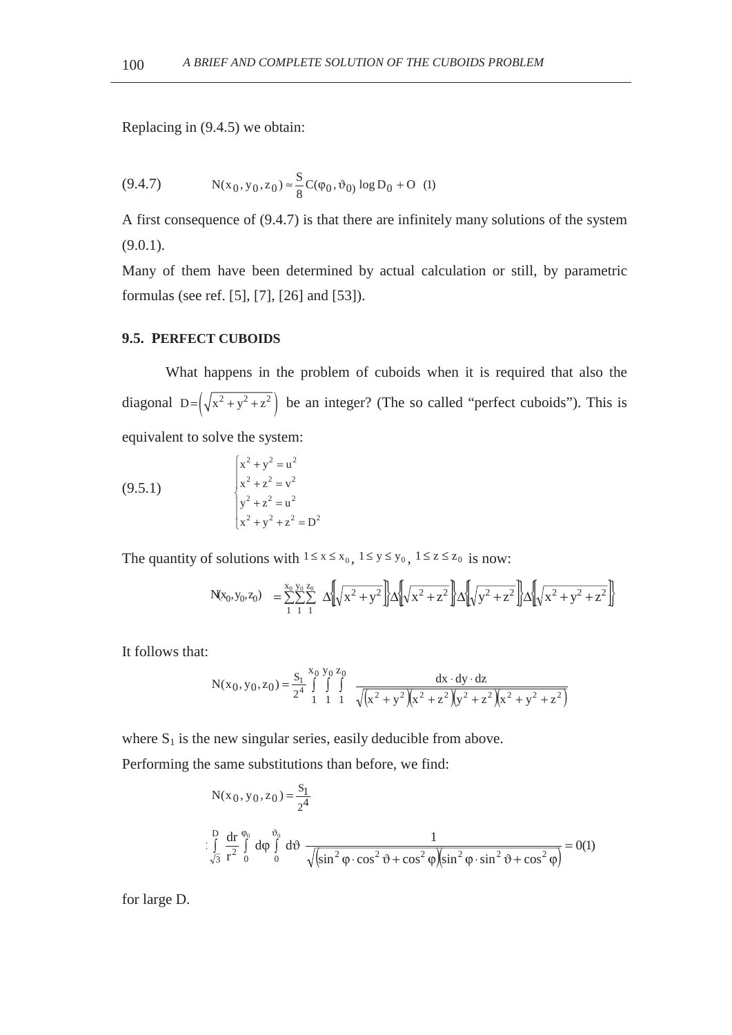Replacing in (9.4.5) we obtain:

$$\text{(9.4.7)} \qquad N(x_0, y_0, z_0) \approx \frac{S}{8} C(\varphi_0, \vartheta_0) \log D_0 + O \ (1)$$

A first consequence of (9.4.7) is that there are infinitely many solutions of the system (9.0.1).

Many of them have been determined by actual calculation or still, by parametric formulas (see ref. [5], [7], [26] and [53]).

### 9.5. PERFECT CUBOIDS

What happens in the problem of cuboids when it is required that also the diagonal $D = \left(\sqrt{x^2 + y^2 + z^2}\right)$ be an integer? (The so called "perfect cuboids"). This is equivalent to solve the system:

$$\text{(9.5.1)} \qquad \begin{cases} x^2 + y^2 = u^2 \\ x^2 + z^2 = v^2 \\ y^2 + z^2 = u^2 \\ x^2 + y^2 + z^2 = D^2 \end{cases}$$

The quantity of solutions with $1 \le x \le x_0$, $1 \le y \le y_0$, $1 \le z \le z_0$ is now:

$$N(x_0, y_0, z_0) = \sum_1^{x_0} \sum_1^{y_0} \sum_1^{z_0} \Delta\left\{\left[\sqrt{x^2 + y^2}\right]\right\} \Delta\left\{\left[\sqrt{x^2 + z^2}\right]\right\} \Delta\left\{\left[\sqrt{y^2 + z^2}\right]\right\} \Delta\left\{\left[\sqrt{x^2 + y^2 + z^2}\right]\right\}$$

It follows that:

$$N(x_0, y_0, z_0) = \frac{S_1}{2^4} \int_1^{x_0} \int_1^{y_0} \int_1^{z_0} \frac{dx \cdot dy \cdot dz}{\sqrt{\left(x^2 + y^2\right)\left(x^2 + z^2\right)\left(y^2 + z^2\right)\left(x^2 + y^2 + z^2\right)}}$$

where $S_1$ is the new singular series, easily deducible from above.

Performing the same substitutions than before, we find:

$$N(x_0, y_0, z_0) = \frac{S_1}{2^4}$$

$$\cdot \int_{\sqrt{3}}^{D} \frac{dr}{r^2} \int_0^{\varphi_0} d\varphi \int_0^{\vartheta_0} d\vartheta \ \frac{1}{\sqrt{\left(\sin^2 \varphi \cdot \cos^2 \vartheta + \cos^2 \varphi\right)\left(\sin^2 \varphi \cdot \sin^2 \vartheta + \cos^2 \varphi\right)}} = 0(1)$$

for large D.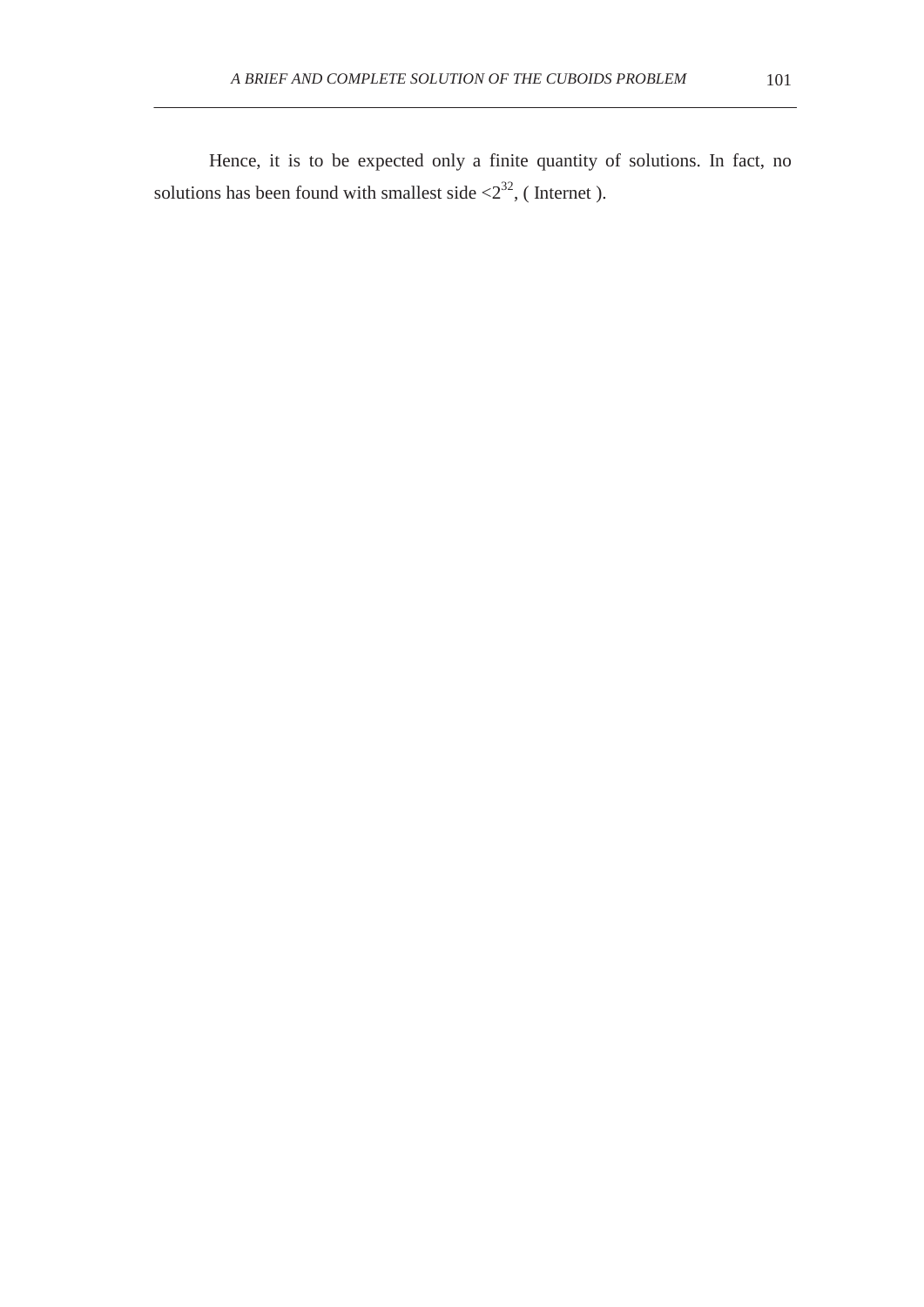Hence, it is to be expected only a finite quantity of solutions. In fact, no solutions has been found with smallest side $<2^{32}$, ( Internet ).